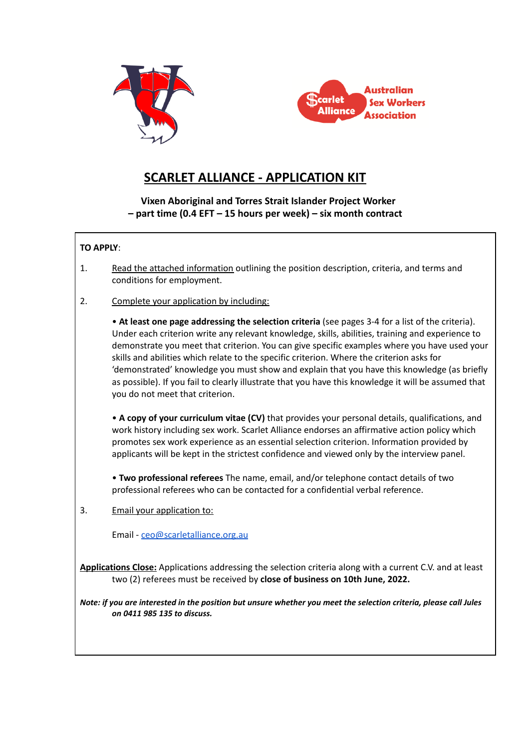# SCARLET ALLIANCE - APPLICATION KIT

**Vixen Aboriginal and Torres Strait Islander Project Worker**
**– part time (0.4 EFT – 15 hours per week) – six month contract**

**TO APPLY**:

1. Read the attached information outlining the position description, criteria, and terms and conditions for employment.

2. Complete your application by including:

   • **At least one page addressing the selection criteria** (see pages 3-4 for a list of the criteria). Under each criterion write any relevant knowledge, skills, abilities, training and experience to demonstrate you meet that criterion. You can give specific examples where you have used your skills and abilities which relate to the specific criterion. Where the criterion asks for 'demonstrated' knowledge you must show and explain that you have this knowledge (as briefly as possible). If you fail to clearly illustrate that you have this knowledge it will be assumed that you do not meet that criterion.

   • **A copy of your curriculum vitae (CV)** that provides your personal details, qualifications, and work history including sex work. Scarlet Alliance endorses an affirmative action policy which promotes sex work experience as an essential selection criterion. Information provided by applicants will be kept in the strictest confidence and viewed only by the interview panel.

   • **Two professional referees** The name, email, and/or telephone contact details of two professional referees who can be contacted for a confidential verbal reference.

3. Email your application to:

   Email - ceo@scarletalliance.org.au

**Applications Close:** Applications addressing the selection criteria along with a current C.V. and at least two (2) referees must be received by **close of business on 10th June, 2022.**

***Note: if you are interested in the position but unsure whether you meet the selection criteria, please call Jules on 0411 985 135 to discuss.***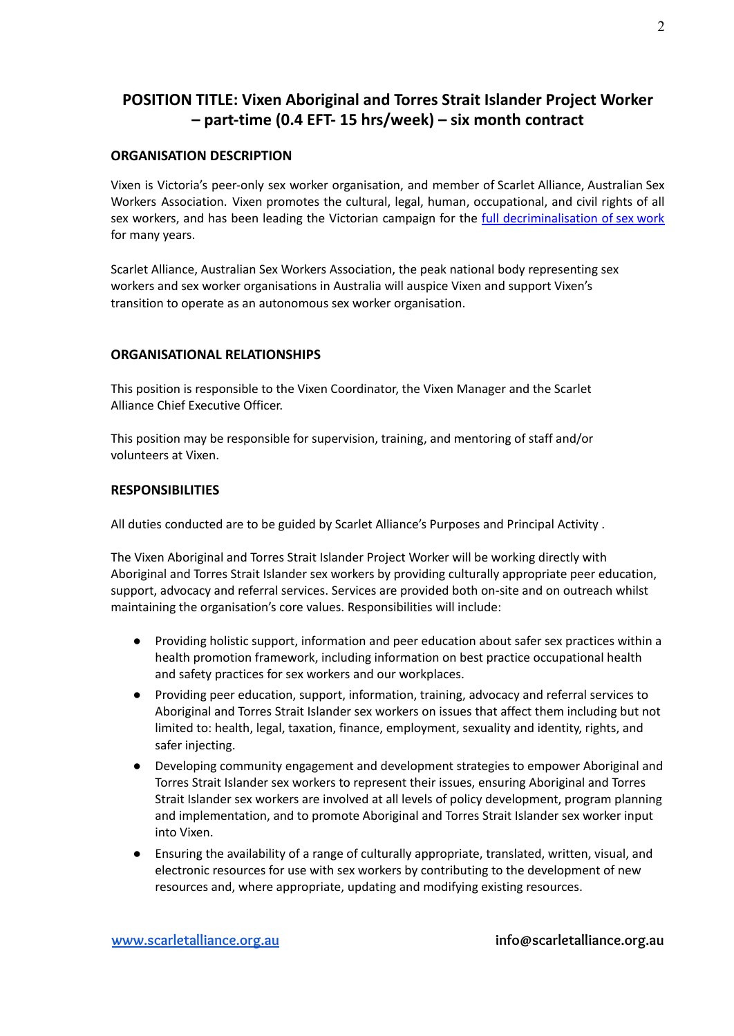## POSITION TITLE: Vixen Aboriginal and Torres Strait Islander Project Worker – part-time (0.4 EFT- 15 hrs/week) – six month contract

### ORGANISATION DESCRIPTION

Vixen is Victoria's peer-only sex worker organisation, and member of Scarlet Alliance, Australian Sex Workers Association. Vixen promotes the cultural, legal, human, occupational, and civil rights of all sex workers, and has been leading the Victorian campaign for the [full decriminalisation of sex work](full decriminalisation of sex work) for many years.

Scarlet Alliance, Australian Sex Workers Association, the peak national body representing sex workers and sex worker organisations in Australia will auspice Vixen and support Vixen's transition to operate as an autonomous sex worker organisation.

### ORGANISATIONAL RELATIONSHIPS

This position is responsible to the Vixen Coordinator, the Vixen Manager and the Scarlet Alliance Chief Executive Officer.

This position may be responsible for supervision, training, and mentoring of staff and/or volunteers at Vixen.

### RESPONSIBILITIES

All duties conducted are to be guided by Scarlet Alliance's Purposes and Principal Activity .

The Vixen Aboriginal and Torres Strait Islander Project Worker will be working directly with Aboriginal and Torres Strait Islander sex workers by providing culturally appropriate peer education, support, advocacy and referral services. Services are provided both on-site and on outreach whilst maintaining the organisation's core values. Responsibilities will include:

- Providing holistic support, information and peer education about safer sex practices within a health promotion framework, including information on best practice occupational health and safety practices for sex workers and our workplaces.
- Providing peer education, support, information, training, advocacy and referral services to Aboriginal and Torres Strait Islander sex workers on issues that affect them including but not limited to: health, legal, taxation, finance, employment, sexuality and identity, rights, and safer injecting.
- Developing community engagement and development strategies to empower Aboriginal and Torres Strait Islander sex workers to represent their issues, ensuring Aboriginal and Torres Strait Islander sex workers are involved at all levels of policy development, program planning and implementation, and to promote Aboriginal and Torres Strait Islander sex worker input into Vixen.
- Ensuring the availability of a range of culturally appropriate, translated, written, visual, and electronic resources for use with sex workers by contributing to the development of new resources and, where appropriate, updating and modifying existing resources.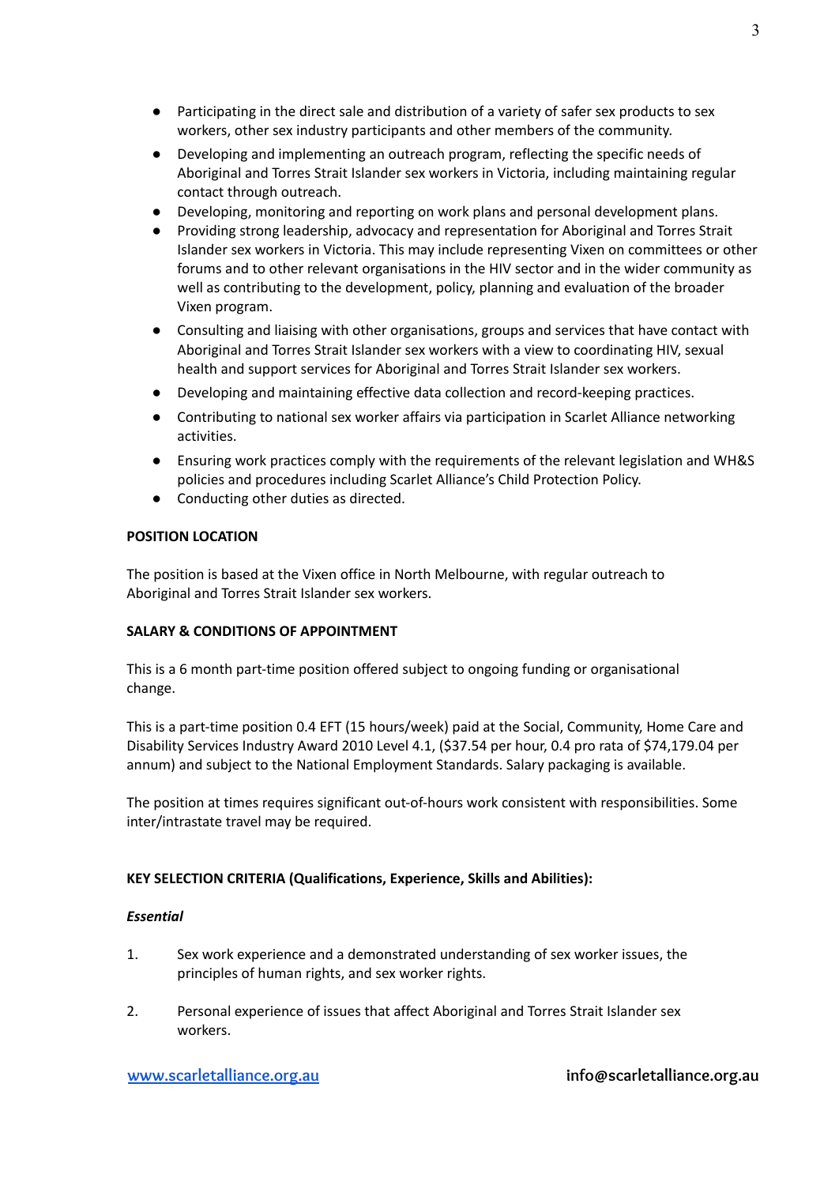- Participating in the direct sale and distribution of a variety of safer sex products to sex workers, other sex industry participants and other members of the community.
- Developing and implementing an outreach program, reflecting the specific needs of Aboriginal and Torres Strait Islander sex workers in Victoria, including maintaining regular contact through outreach.
- Developing, monitoring and reporting on work plans and personal development plans.
- Providing strong leadership, advocacy and representation for Aboriginal and Torres Strait Islander sex workers in Victoria. This may include representing Vixen on committees or other forums and to other relevant organisations in the HIV sector and in the wider community as well as contributing to the development, policy, planning and evaluation of the broader Vixen program.
- Consulting and liaising with other organisations, groups and services that have contact with Aboriginal and Torres Strait Islander sex workers with a view to coordinating HIV, sexual health and support services for Aboriginal and Torres Strait Islander sex workers.
- Developing and maintaining effective data collection and record-keeping practices.
- Contributing to national sex worker affairs via participation in Scarlet Alliance networking activities.
- Ensuring work practices comply with the requirements of the relevant legislation and WH&S policies and procedures including Scarlet Alliance's Child Protection Policy.
- Conducting other duties as directed.

**POSITION LOCATION**

The position is based at the Vixen office in North Melbourne, with regular outreach to Aboriginal and Torres Strait Islander sex workers.

**SALARY & CONDITIONS OF APPOINTMENT**

This is a 6 month part-time position offered subject to ongoing funding or organisational change.

This is a part-time position 0.4 EFT (15 hours/week) paid at the Social, Community, Home Care and Disability Services Industry Award 2010 Level 4.1, ($37.54 per hour, 0.4 pro rata of $74,179.04 per annum) and subject to the National Employment Standards. Salary packaging is available.

The position at times requires significant out-of-hours work consistent with responsibilities. Some inter/intrastate travel may be required.

**KEY SELECTION CRITERIA (Qualifications, Experience, Skills and Abilities):**

***Essential***

1. Sex work experience and a demonstrated understanding of sex worker issues, the principles of human rights, and sex worker rights.
2. Personal experience of issues that affect Aboriginal and Torres Strait Islander sex workers.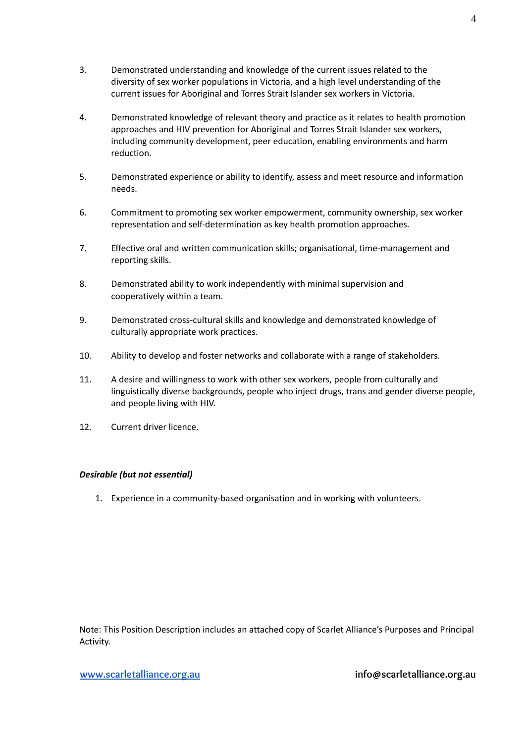3. Demonstrated understanding and knowledge of the current issues related to the diversity of sex worker populations in Victoria, and a high level understanding of the current issues for Aboriginal and Torres Strait Islander sex workers in Victoria.

4. Demonstrated knowledge of relevant theory and practice as it relates to health promotion approaches and HIV prevention for Aboriginal and Torres Strait Islander sex workers, including community development, peer education, enabling environments and harm reduction.

5. Demonstrated experience or ability to identify, assess and meet resource and information needs.

6. Commitment to promoting sex worker empowerment, community ownership, sex worker representation and self-determination as key health promotion approaches.

7. Effective oral and written communication skills; organisational, time-management and reporting skills.

8. Demonstrated ability to work independently with minimal supervision and cooperatively within a team.

9. Demonstrated cross-cultural skills and knowledge and demonstrated knowledge of culturally appropriate work practices.

10. Ability to develop and foster networks and collaborate with a range of stakeholders.

11. A desire and willingness to work with other sex workers, people from culturally and linguistically diverse backgrounds, people who inject drugs, trans and gender diverse people, and people living with HIV.

12. Current driver licence.

***Desirable (but not essential)***

1. Experience in a community-based organisation and in working with volunteers.

Note: This Position Description includes an attached copy of Scarlet Alliance's Purposes and Principal Activity.

www.scarletalliance.org.au info@scarletalliance.org.au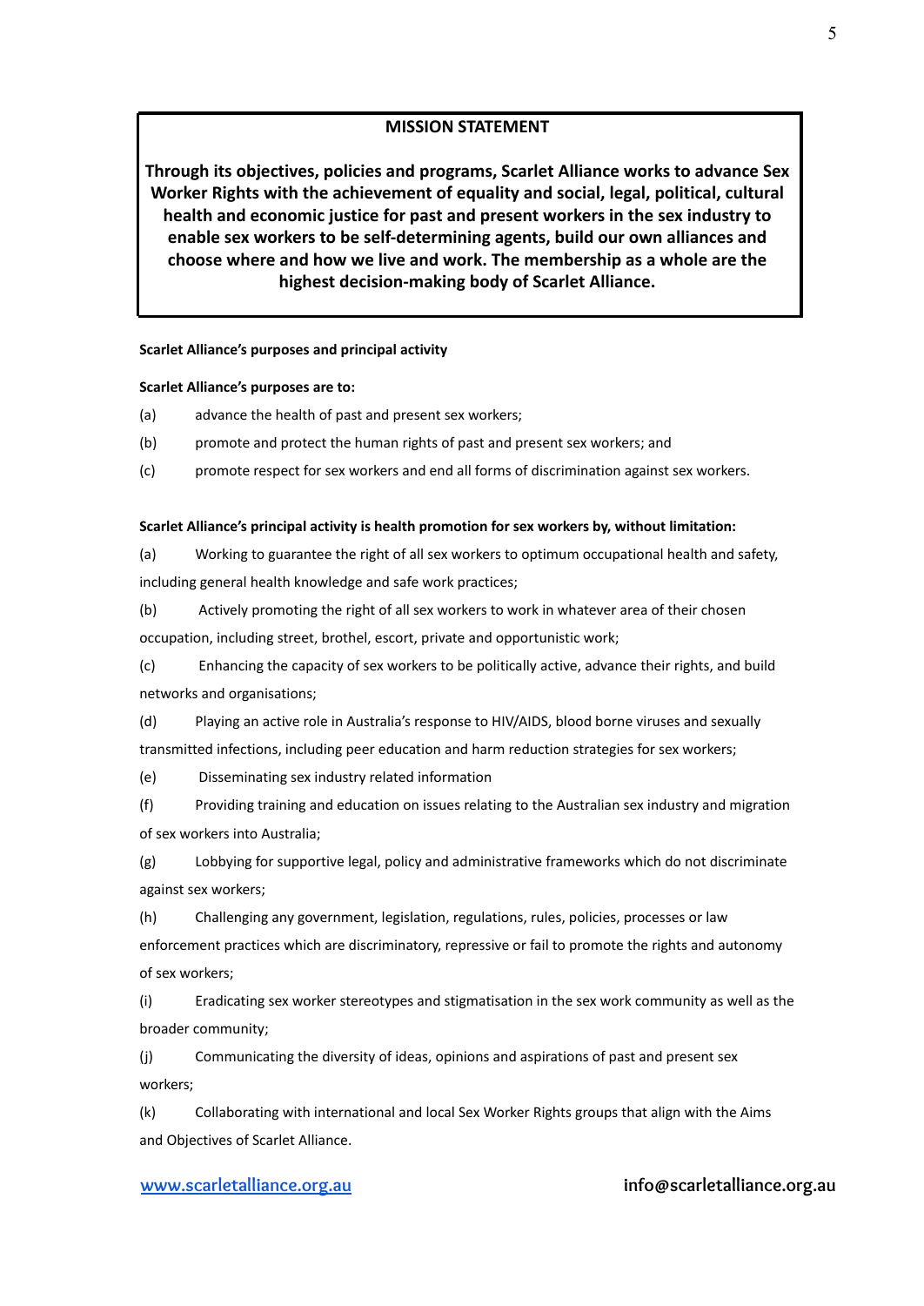## MISSION STATEMENT

**Through its objectives, policies and programs, Scarlet Alliance works to advance Sex Worker Rights with the achievement of equality and social, legal, political, cultural health and economic justice for past and present workers in the sex industry to enable sex workers to be self-determining agents, build our own alliances and choose where and how we live and work. The membership as a whole are the highest decision-making body of Scarlet Alliance.**

**Scarlet Alliance's purposes and principal activity**

**Scarlet Alliance's purposes are to:**

(a) advance the health of past and present sex workers;

(b) promote and protect the human rights of past and present sex workers; and

(c) promote respect for sex workers and end all forms of discrimination against sex workers.

**Scarlet Alliance's principal activity is health promotion for sex workers by, without limitation:**

(a) Working to guarantee the right of all sex workers to optimum occupational health and safety, including general health knowledge and safe work practices;

(b) Actively promoting the right of all sex workers to work in whatever area of their chosen occupation, including street, brothel, escort, private and opportunistic work;

(c) Enhancing the capacity of sex workers to be politically active, advance their rights, and build networks and organisations;

(d) Playing an active role in Australia's response to HIV/AIDS, blood borne viruses and sexually transmitted infections, including peer education and harm reduction strategies for sex workers;

(e) Disseminating sex industry related information

(f) Providing training and education on issues relating to the Australian sex industry and migration of sex workers into Australia;

(g) Lobbying for supportive legal, policy and administrative frameworks which do not discriminate against sex workers;

(h) Challenging any government, legislation, regulations, rules, policies, processes or law enforcement practices which are discriminatory, repressive or fail to promote the rights and autonomy of sex workers;

(i) Eradicating sex worker stereotypes and stigmatisation in the sex work community as well as the broader community;

(j) Communicating the diversity of ideas, opinions and aspirations of past and present sex workers;

(k) Collaborating with international and local Sex Worker Rights groups that align with the Aims and Objectives of Scarlet Alliance.

www.scarletalliance.org.au info@scarletalliance.org.au